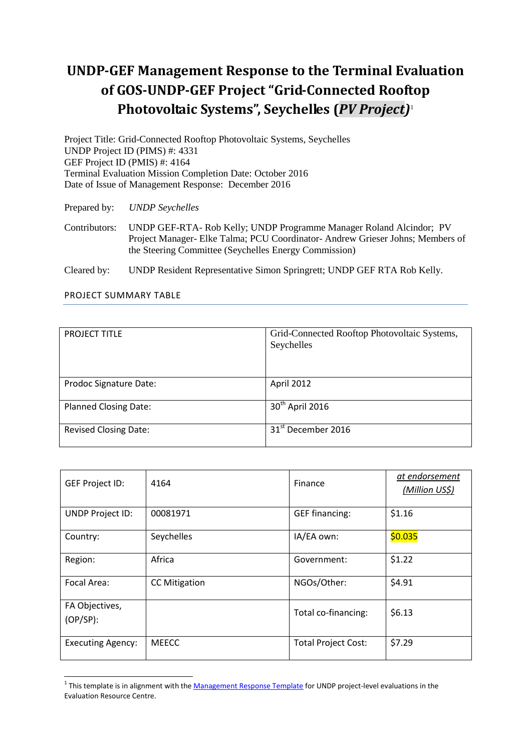# UNDP-GEF Management Response to the Terminal Evaluation of GOS-UNDP-GEF Project "Grid-Connected Rooftop Photovoltaic Systems", Seychelles (*PV Project*)[1]

Project Title: Grid-Connected Rooftop Photovoltaic Systems, Seychelles
UNDP Project ID (PIMS) #: 4331
GEF Project ID (PMIS) #: 4164
Terminal Evaluation Mission Completion Date: October 2016
Date of Issue of Management Response: December 2016

Prepared by: *UNDP Seychelles*

Contributors: UNDP GEF-RTA- Rob Kelly; UNDP Programme Manager Roland Alcindor; PV Project Manager- Elke Talma; PCU Coordinator- Andrew Grieser Johns; Members of the Steering Committee (Seychelles Energy Commission)

Cleared by: UNDP Resident Representative Simon Springrett; UNDP GEF RTA Rob Kelly.

## PROJECT SUMMARY TABLE

| PROJECT TITLE | Grid-Connected Rooftop Photovoltaic Systems, Seychelles |
|---|---|
| Prodoc Signature Date: | April 2012 |
| Planned Closing Date: | 30th April 2016 |
| Revised Closing Date: | 31st December 2016 |

| GEF Project ID: | 4164 | Finance | *at endorsement (Million US$)* |
|---|---|---|---|
| UNDP Project ID: | 00081971 | GEF financing: | $1.16 |
| Country: | Seychelles | IA/EA own: | $0.035 |
| Region: | Africa | Government: | $1.22 |
| Focal Area: | CC Mitigation | NGOs/Other: | $4.91 |
| FA Objectives, (OP/SP): | | Total co-financing: | $6.13 |
| Executing Agency: | MEECC | Total Project Cost: | $7.29 |

[1] This template is in alignment with the Management Response Template for UNDP project-level evaluations in the Evaluation Resource Centre.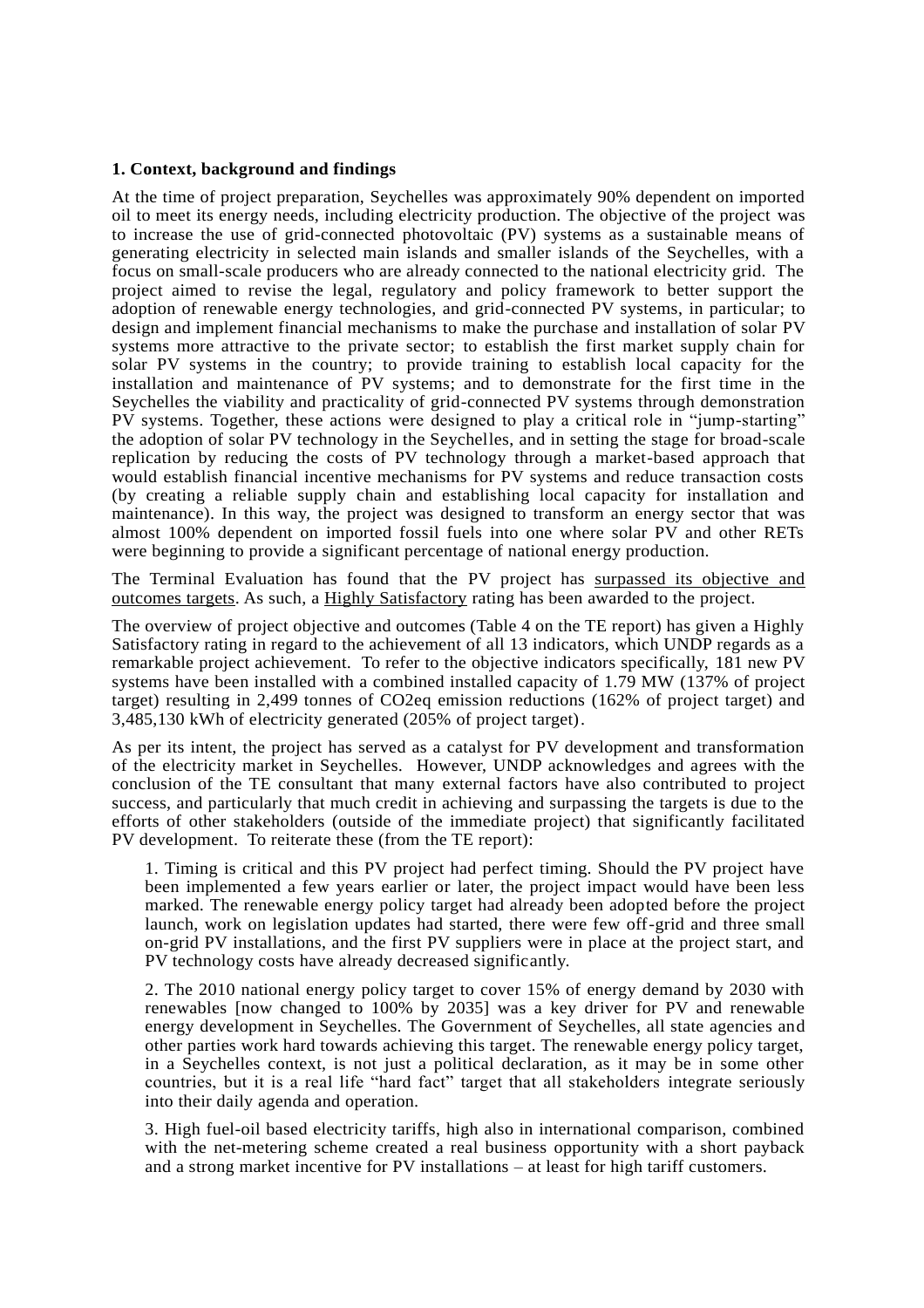**1. Context, background and findings**

At the time of project preparation, Seychelles was approximately 90% dependent on imported oil to meet its energy needs, including electricity production. The objective of the project was to increase the use of grid-connected photovoltaic (PV) systems as a sustainable means of generating electricity in selected main islands and smaller islands of the Seychelles, with a focus on small-scale producers who are already connected to the national electricity grid. The project aimed to revise the legal, regulatory and policy framework to better support the adoption of renewable energy technologies, and grid-connected PV systems, in particular; to design and implement financial mechanisms to make the purchase and installation of solar PV systems more attractive to the private sector; to establish the first market supply chain for solar PV systems in the country; to provide training to establish local capacity for the installation and maintenance of PV systems; and to demonstrate for the first time in the Seychelles the viability and practicality of grid-connected PV systems through demonstration PV systems. Together, these actions were designed to play a critical role in "jump-starting" the adoption of solar PV technology in the Seychelles, and in setting the stage for broad-scale replication by reducing the costs of PV technology through a market-based approach that would establish financial incentive mechanisms for PV systems and reduce transaction costs (by creating a reliable supply chain and establishing local capacity for installation and maintenance). In this way, the project was designed to transform an energy sector that was almost 100% dependent on imported fossil fuels into one where solar PV and other RETs were beginning to provide a significant percentage of national energy production.

The Terminal Evaluation has found that the PV project has surpassed its objective and outcomes targets. As such, a Highly Satisfactory rating has been awarded to the project.

The overview of project objective and outcomes (Table 4 on the TE report) has given a Highly Satisfactory rating in regard to the achievement of all 13 indicators, which UNDP regards as a remarkable project achievement. To refer to the objective indicators specifically, 181 new PV systems have been installed with a combined installed capacity of 1.79 MW (137% of project target) resulting in 2,499 tonnes of CO2eq emission reductions (162% of project target) and 3,485,130 kWh of electricity generated (205% of project target).

As per its intent, the project has served as a catalyst for PV development and transformation of the electricity market in Seychelles. However, UNDP acknowledges and agrees with the conclusion of the TE consultant that many external factors have also contributed to project success, and particularly that much credit in achieving and surpassing the targets is due to the efforts of other stakeholders (outside of the immediate project) that significantly facilitated PV development. To reiterate these (from the TE report):

> 1. Timing is critical and this PV project had perfect timing. Should the PV project have been implemented a few years earlier or later, the project impact would have been less marked. The renewable energy policy target had already been adopted before the project launch, work on legislation updates had started, there were few off-grid and three small on-grid PV installations, and the first PV suppliers were in place at the project start, and PV technology costs have already decreased significantly.
>
> 2. The 2010 national energy policy target to cover 15% of energy demand by 2030 with renewables [now changed to 100% by 2035] was a key driver for PV and renewable energy development in Seychelles. The Government of Seychelles, all state agencies and other parties work hard towards achieving this target. The renewable energy policy target, in a Seychelles context, is not just a political declaration, as it may be in some other countries, but it is a real life "hard fact" target that all stakeholders integrate seriously into their daily agenda and operation.
>
> 3. High fuel-oil based electricity tariffs, high also in international comparison, combined with the net-metering scheme created a real business opportunity with a short payback and a strong market incentive for PV installations – at least for high tariff customers.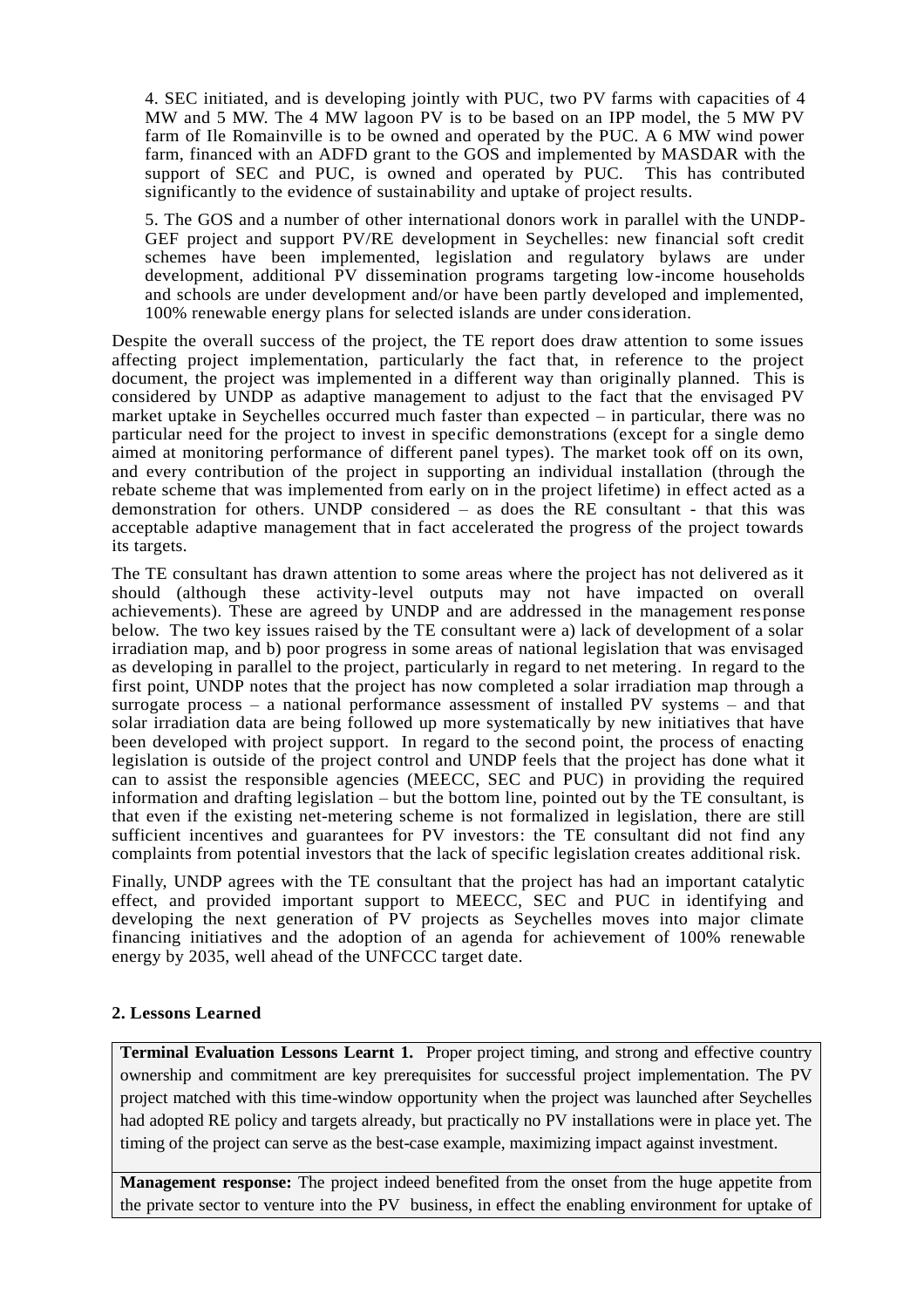4. SEC initiated, and is developing jointly with PUC, two PV farms with capacities of 4 MW and 5 MW. The 4 MW lagoon PV is to be based on an IPP model, the 5 MW PV farm of Ile Romainville is to be owned and operated by the PUC. A 6 MW wind power farm, financed with an ADFD grant to the GOS and implemented by MASDAR with the support of SEC and PUC, is owned and operated by PUC. This has contributed significantly to the evidence of sustainability and uptake of project results.

5. The GOS and a number of other international donors work in parallel with the UNDP-GEF project and support PV/RE development in Seychelles: new financial soft credit schemes have been implemented, legislation and regulatory bylaws are under development, additional PV dissemination programs targeting low-income households and schools are under development and/or have been partly developed and implemented, 100% renewable energy plans for selected islands are under consideration.

Despite the overall success of the project, the TE report does draw attention to some issues affecting project implementation, particularly the fact that, in reference to the project document, the project was implemented in a different way than originally planned. This is considered by UNDP as adaptive management to adjust to the fact that the envisaged PV market uptake in Seychelles occurred much faster than expected – in particular, there was no particular need for the project to invest in specific demonstrations (except for a single demo aimed at monitoring performance of different panel types). The market took off on its own, and every contribution of the project in supporting an individual installation (through the rebate scheme that was implemented from early on in the project lifetime) in effect acted as a demonstration for others. UNDP considered – as does the RE consultant - that this was acceptable adaptive management that in fact accelerated the progress of the project towards its targets.

The TE consultant has drawn attention to some areas where the project has not delivered as it should (although these activity-level outputs may not have impacted on overall achievements). These are agreed by UNDP and are addressed in the management response below. The two key issues raised by the TE consultant were a) lack of development of a solar irradiation map, and b) poor progress in some areas of national legislation that was envisaged as developing in parallel to the project, particularly in regard to net metering. In regard to the first point, UNDP notes that the project has now completed a solar irradiation map through a surrogate process – a national performance assessment of installed PV systems – and that solar irradiation data are being followed up more systematically by new initiatives that have been developed with project support. In regard to the second point, the process of enacting legislation is outside of the project control and UNDP feels that the project has done what it can to assist the responsible agencies (MEECC, SEC and PUC) in providing the required information and drafting legislation – but the bottom line, pointed out by the TE consultant, is that even if the existing net-metering scheme is not formalized in legislation, there are still sufficient incentives and guarantees for PV investors: the TE consultant did not find any complaints from potential investors that the lack of specific legislation creates additional risk.

Finally, UNDP agrees with the TE consultant that the project has had an important catalytic effect, and provided important support to MEECC, SEC and PUC in identifying and developing the next generation of PV projects as Seychelles moves into major climate financing initiatives and the adoption of an agenda for achievement of 100% renewable energy by 2035, well ahead of the UNFCCC target date.

## 2. Lessons Learned

| **Terminal Evaluation Lessons Learnt 1.** Proper project timing, and strong and effective country ownership and commitment are key prerequisites for successful project implementation. The PV project matched with this time-window opportunity when the project was launched after Seychelles had adopted RE policy and targets already, but practically no PV installations were in place yet. The timing of the project can serve as the best-case example, maximizing impact against investment. |
|---|
| **Management response:** The project indeed benefited from the onset from the huge appetite from the private sector to venture into the PV business, in effect the enabling environment for uptake of |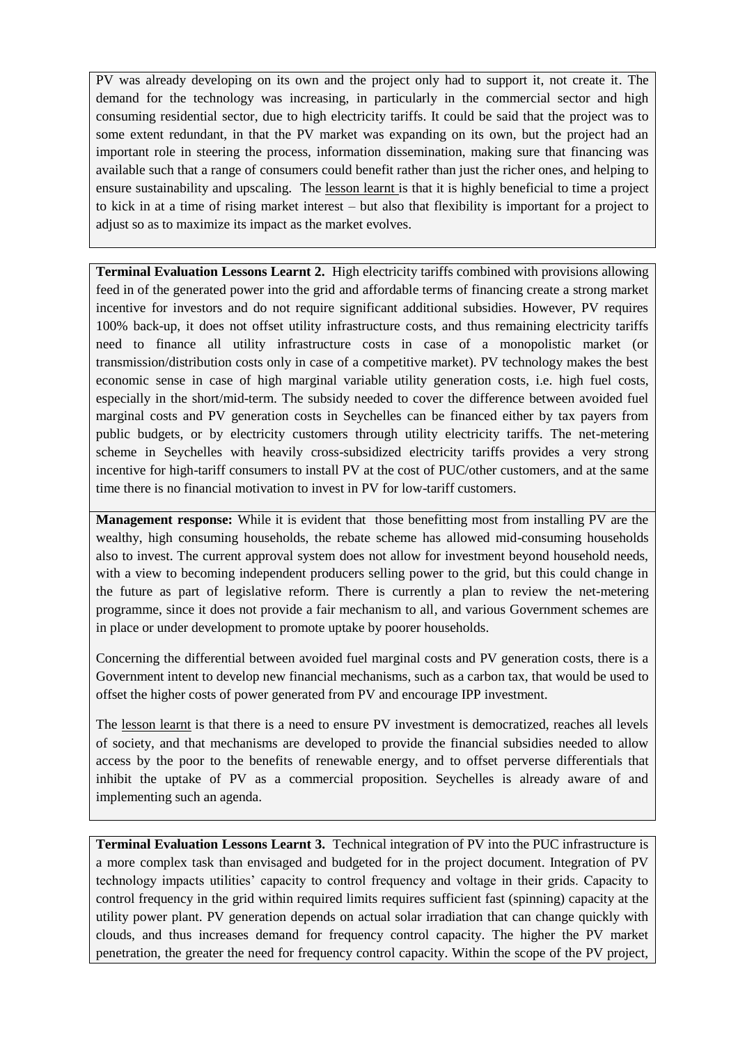PV was already developing on its own and the project only had to support it, not create it. The demand for the technology was increasing, in particularly in the commercial sector and high consuming residential sector, due to high electricity tariffs. It could be said that the project was to some extent redundant, in that the PV market was expanding on its own, but the project had an important role in steering the process, information dissemination, making sure that financing was available such that a range of consumers could benefit rather than just the richer ones, and helping to ensure sustainability and upscaling. The lesson learnt is that it is highly beneficial to time a project to kick in at a time of rising market interest – but also that flexibility is important for a project to adjust so as to maximize its impact as the market evolves.

**Terminal Evaluation Lessons Learnt 2.** High electricity tariffs combined with provisions allowing feed in of the generated power into the grid and affordable terms of financing create a strong market incentive for investors and do not require significant additional subsidies. However, PV requires 100% back-up, it does not offset utility infrastructure costs, and thus remaining electricity tariffs need to finance all utility infrastructure costs in case of a monopolistic market (or transmission/distribution costs only in case of a competitive market). PV technology makes the best economic sense in case of high marginal variable utility generation costs, i.e. high fuel costs, especially in the short/mid-term. The subsidy needed to cover the difference between avoided fuel marginal costs and PV generation costs in Seychelles can be financed either by tax payers from public budgets, or by electricity customers through utility electricity tariffs. The net-metering scheme in Seychelles with heavily cross-subsidized electricity tariffs provides a very strong incentive for high-tariff consumers to install PV at the cost of PUC/other customers, and at the same time there is no financial motivation to invest in PV for low-tariff customers.

**Management response:** While it is evident that those benefitting most from installing PV are the wealthy, high consuming households, the rebate scheme has allowed mid-consuming households also to invest. The current approval system does not allow for investment beyond household needs, with a view to becoming independent producers selling power to the grid, but this could change in the future as part of legislative reform. There is currently a plan to review the net-metering programme, since it does not provide a fair mechanism to all, and various Government schemes are in place or under development to promote uptake by poorer households.

Concerning the differential between avoided fuel marginal costs and PV generation costs, there is a Government intent to develop new financial mechanisms, such as a carbon tax, that would be used to offset the higher costs of power generated from PV and encourage IPP investment.

The lesson learnt is that there is a need to ensure PV investment is democratized, reaches all levels of society, and that mechanisms are developed to provide the financial subsidies needed to allow access by the poor to the benefits of renewable energy, and to offset perverse differentials that inhibit the uptake of PV as a commercial proposition. Seychelles is already aware of and implementing such an agenda.

**Terminal Evaluation Lessons Learnt 3.** Technical integration of PV into the PUC infrastructure is a more complex task than envisaged and budgeted for in the project document. Integration of PV technology impacts utilities' capacity to control frequency and voltage in their grids. Capacity to control frequency in the grid within required limits requires sufficient fast (spinning) capacity at the utility power plant. PV generation depends on actual solar irradiation that can change quickly with clouds, and thus increases demand for frequency control capacity. The higher the PV market penetration, the greater the need for frequency control capacity. Within the scope of the PV project,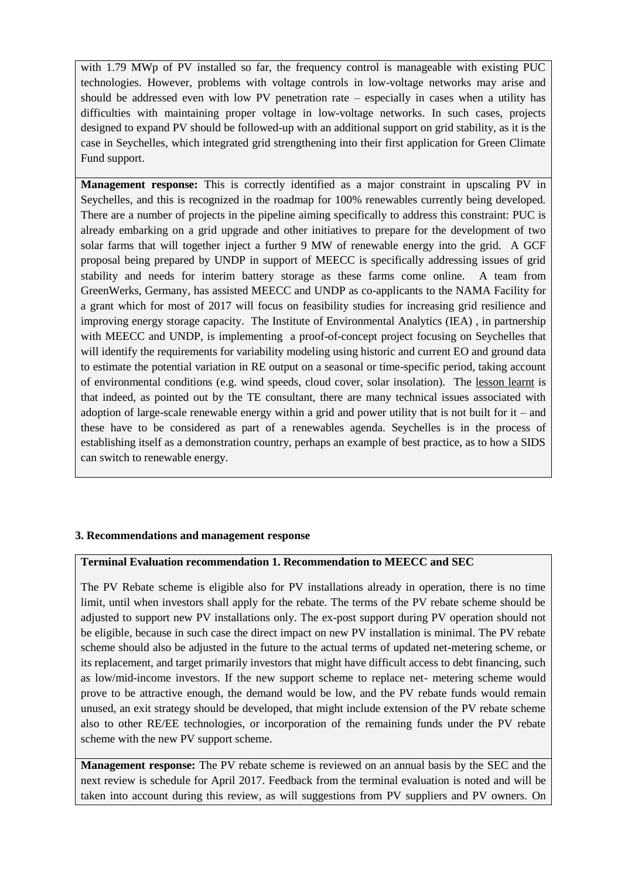with 1.79 MWp of PV installed so far, the frequency control is manageable with existing PUC technologies. However, problems with voltage controls in low-voltage networks may arise and should be addressed even with low PV penetration rate – especially in cases when a utility has difficulties with maintaining proper voltage in low-voltage networks. In such cases, projects designed to expand PV should be followed-up with an additional support on grid stability, as it is the case in Seychelles, which integrated grid strengthening into their first application for Green Climate Fund support.

**Management response:** This is correctly identified as a major constraint in upscaling PV in Seychelles, and this is recognized in the roadmap for 100% renewables currently being developed. There are a number of projects in the pipeline aiming specifically to address this constraint: PUC is already embarking on a grid upgrade and other initiatives to prepare for the development of two solar farms that will together inject a further 9 MW of renewable energy into the grid. A GCF proposal being prepared by UNDP in support of MEECC is specifically addressing issues of grid stability and needs for interim battery storage as these farms come online. A team from GreenWerks, Germany, has assisted MEECC and UNDP as co-applicants to the NAMA Facility for a grant which for most of 2017 will focus on feasibility studies for increasing grid resilience and improving energy storage capacity. The Institute of Environmental Analytics (IEA) , in partnership with MEECC and UNDP, is implementing a proof-of-concept project focusing on Seychelles that will identify the requirements for variability modeling using historic and current EO and ground data to estimate the potential variation in RE output on a seasonal or time-specific period, taking account of environmental conditions (e.g. wind speeds, cloud cover, solar insolation). The lesson learnt is that indeed, as pointed out by the TE consultant, there are many technical issues associated with adoption of large-scale renewable energy within a grid and power utility that is not built for it – and these have to be considered as part of a renewables agenda. Seychelles is in the process of establishing itself as a demonstration country, perhaps an example of best practice, as to how a SIDS can switch to renewable energy.

### 3. Recommendations and management response

**Terminal Evaluation recommendation 1. Recommendation to MEECC and SEC**

The PV Rebate scheme is eligible also for PV installations already in operation, there is no time limit, until when investors shall apply for the rebate. The terms of the PV rebate scheme should be adjusted to support new PV installations only. The ex-post support during PV operation should not be eligible, because in such case the direct impact on new PV installation is minimal. The PV rebate scheme should also be adjusted in the future to the actual terms of updated net-metering scheme, or its replacement, and target primarily investors that might have difficult access to debt financing, such as low/mid-income investors. If the new support scheme to replace net- metering scheme would prove to be attractive enough, the demand would be low, and the PV rebate funds would remain unused, an exit strategy should be developed, that might include extension of the PV rebate scheme also to other RE/EE technologies, or incorporation of the remaining funds under the PV rebate scheme with the new PV support scheme.

**Management response:** The PV rebate scheme is reviewed on an annual basis by the SEC and the next review is schedule for April 2017. Feedback from the terminal evaluation is noted and will be taken into account during this review, as will suggestions from PV suppliers and PV owners. On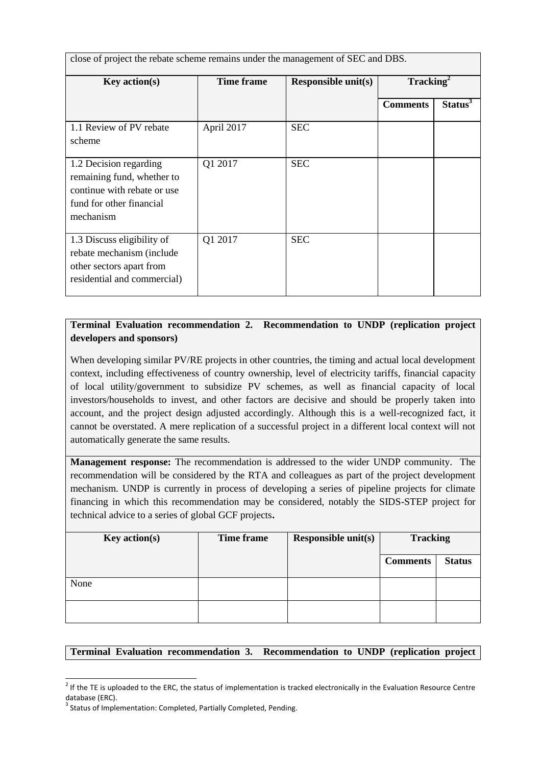close of project the rebate scheme remains under the management of SEC and DBS.

| Key action(s) | Time frame | Responsible unit(s) | Tracking[2] | |
|---|---|---|---|---|
| | | | Comments | Status[3] |
| 1.1 Review of PV rebate scheme | April 2017 | SEC | | |
| 1.2 Decision regarding remaining fund, whether to continue with rebate or use fund for other financial mechanism | Q1 2017 | SEC | | |
| 1.3 Discuss eligibility of rebate mechanism (include other sectors apart from residential and commercial) | Q1 2017 | SEC | | |

**Terminal Evaluation recommendation 2. Recommendation to UNDP (replication project developers and sponsors)**

When developing similar PV/RE projects in other countries, the timing and actual local development context, including effectiveness of country ownership, level of electricity tariffs, financial capacity of local utility/government to subsidize PV schemes, as well as financial capacity of local investors/households to invest, and other factors are decisive and should be properly taken into account, and the project design adjusted accordingly. Although this is a well-recognized fact, it cannot be overstated. A mere replication of a successful project in a different local context will not automatically generate the same results.

**Management response:** The recommendation is addressed to the wider UNDP community. The recommendation will be considered by the RTA and colleagues as part of the project development mechanism. UNDP is currently in process of developing a series of pipeline projects for climate financing in which this recommendation may be considered, notably the SIDS-STEP project for technical advice to a series of global GCF projects**.**

| Key action(s) | Time frame | Responsible unit(s) | Tracking | |
|---|---|---|---|---|
| | | | Comments | Status |
| None | | | | |
| | | | | |

**Terminal Evaluation recommendation 3. Recommendation to UNDP (replication project**

[2] If the TE is uploaded to the ERC, the status of implementation is tracked electronically in the Evaluation Resource Centre database (ERC).

[3] Status of Implementation: Completed, Partially Completed, Pending.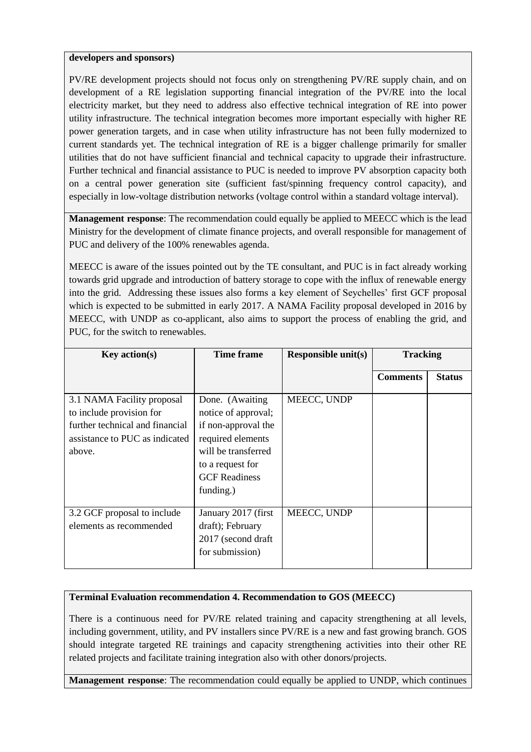**developers and sponsors)**

PV/RE development projects should not focus only on strengthening PV/RE supply chain, and on development of a RE legislation supporting financial integration of the PV/RE into the local electricity market, but they need to address also effective technical integration of RE into power utility infrastructure. The technical integration becomes more important especially with higher RE power generation targets, and in case when utility infrastructure has not been fully modernized to current standards yet. The technical integration of RE is a bigger challenge primarily for smaller utilities that do not have sufficient financial and technical capacity to upgrade their infrastructure. Further technical and financial assistance to PUC is needed to improve PV absorption capacity both on a central power generation site (sufficient fast/spinning frequency control capacity), and especially in low-voltage distribution networks (voltage control within a standard voltage interval).

**Management response**: The recommendation could equally be applied to MEECC which is the lead Ministry for the development of climate finance projects, and overall responsible for management of PUC and delivery of the 100% renewables agenda.

MEECC is aware of the issues pointed out by the TE consultant, and PUC is in fact already working towards grid upgrade and introduction of battery storage to cope with the influx of renewable energy into the grid. Addressing these issues also forms a key element of Seychelles' first GCF proposal which is expected to be submitted in early 2017. A NAMA Facility proposal developed in 2016 by MEECC, with UNDP as co-applicant, also aims to support the process of enabling the grid, and PUC, for the switch to renewables.

| Key action(s) | Time frame | Responsible unit(s) | Tracking | |
|---|---|---|---|---|
| | | | Comments | Status |
| 3.1 NAMA Facility proposal to include provision for further technical and financial assistance to PUC as indicated above. | Done. (Awaiting notice of approval; if non-approval the required elements will be transferred to a request for GCF Readiness funding.) | MEECC, UNDP | | |
| 3.2 GCF proposal to include elements as recommended | January 2017 (first draft); February 2017 (second draft for submission) | MEECC, UNDP | | |

**Terminal Evaluation recommendation 4. Recommendation to GOS (MEECC)**

There is a continuous need for PV/RE related training and capacity strengthening at all levels, including government, utility, and PV installers since PV/RE is a new and fast growing branch. GOS should integrate targeted RE trainings and capacity strengthening activities into their other RE related projects and facilitate training integration also with other donors/projects.

**Management response**: The recommendation could equally be applied to UNDP, which continues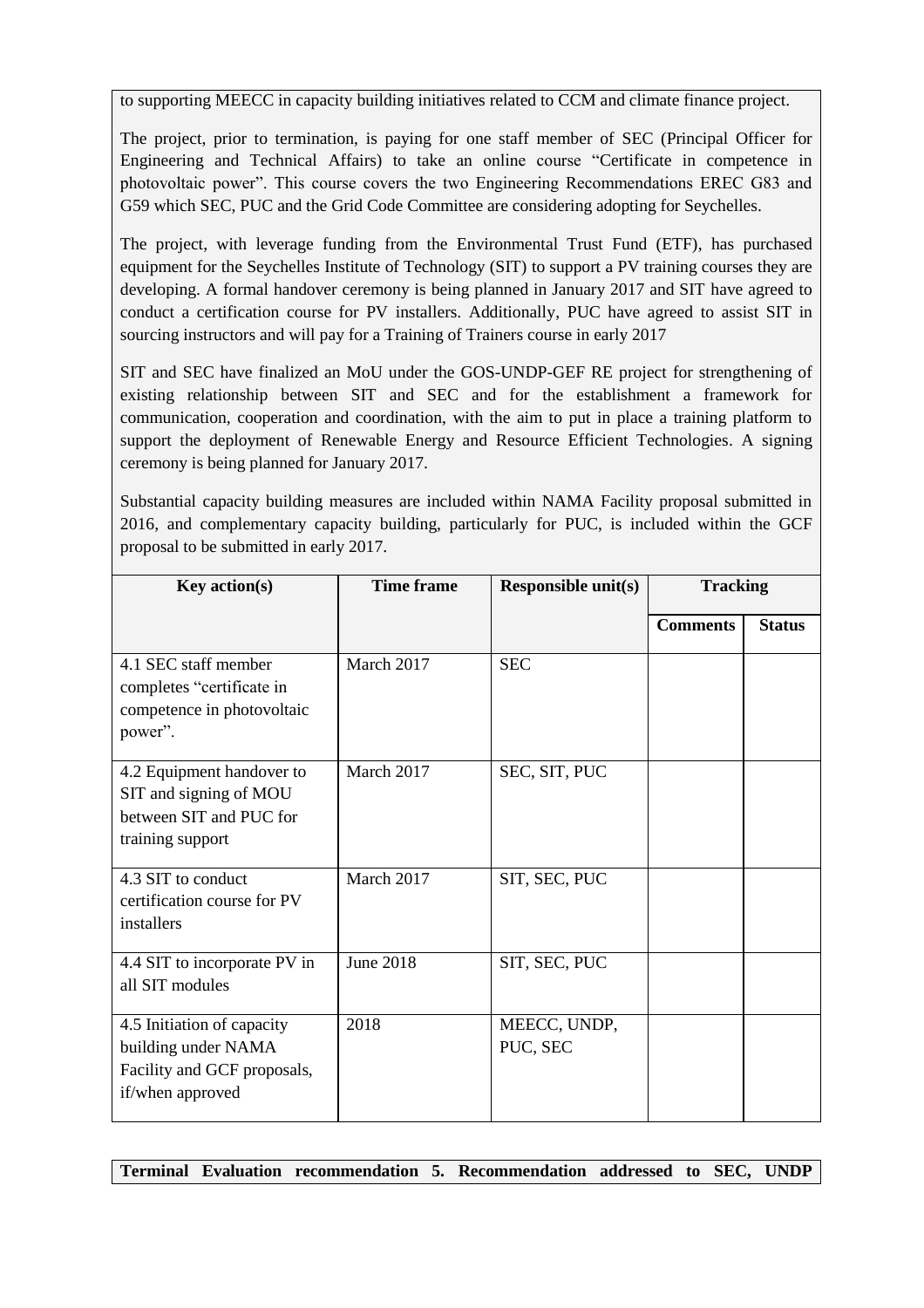to supporting MEECC in capacity building initiatives related to CCM and climate finance project.

The project, prior to termination, is paying for one staff member of SEC (Principal Officer for Engineering and Technical Affairs) to take an online course "Certificate in competence in photovoltaic power". This course covers the two Engineering Recommendations EREC G83 and G59 which SEC, PUC and the Grid Code Committee are considering adopting for Seychelles.

The project, with leverage funding from the Environmental Trust Fund (ETF), has purchased equipment for the Seychelles Institute of Technology (SIT) to support a PV training courses they are developing. A formal handover ceremony is being planned in January 2017 and SIT have agreed to conduct a certification course for PV installers. Additionally, PUC have agreed to assist SIT in sourcing instructors and will pay for a Training of Trainers course in early 2017

SIT and SEC have finalized an MoU under the GOS-UNDP-GEF RE project for strengthening of existing relationship between SIT and SEC and for the establishment a framework for communication, cooperation and coordination, with the aim to put in place a training platform to support the deployment of Renewable Energy and Resource Efficient Technologies. A signing ceremony is being planned for January 2017.

Substantial capacity building measures are included within NAMA Facility proposal submitted in 2016, and complementary capacity building, particularly for PUC, is included within the GCF proposal to be submitted in early 2017.

| Key action(s) | Time frame | Responsible unit(s) | Tracking | |
|---|---|---|---|---|
| | | | Comments | Status |
| 4.1 SEC staff member completes "certificate in competence in photovoltaic power". | March 2017 | SEC | | |
| 4.2 Equipment handover to SIT and signing of MOU between SIT and PUC for training support | March 2017 | SEC, SIT, PUC | | |
| 4.3 SIT to conduct certification course for PV installers | March 2017 | SIT, SEC, PUC | | |
| 4.4 SIT to incorporate PV in all SIT modules | June 2018 | SIT, SEC, PUC | | |
| 4.5 Initiation of capacity building under NAMA Facility and GCF proposals, if/when approved | 2018 | MEECC, UNDP, PUC, SEC | | |

**Terminal Evaluation recommendation 5. Recommendation addressed to SEC, UNDP**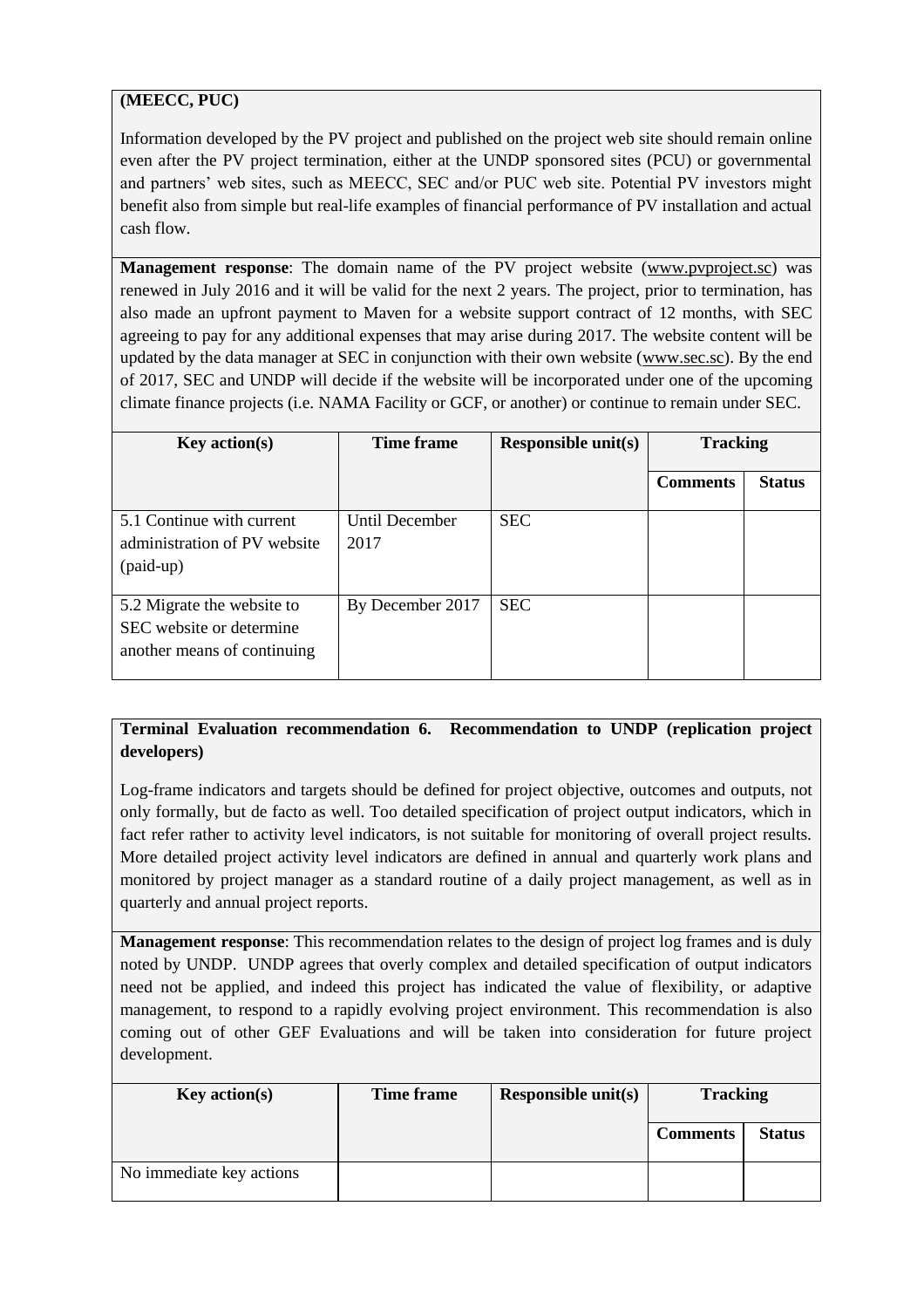**(MEECC, PUC)**

Information developed by the PV project and published on the project web site should remain online even after the PV project termination, either at the UNDP sponsored sites (PCU) or governmental and partners' web sites, such as MEECC, SEC and/or PUC web site. Potential PV investors might benefit also from simple but real-life examples of financial performance of PV installation and actual cash flow.

**Management response**: The domain name of the PV project website (www.pvproject.sc) was renewed in July 2016 and it will be valid for the next 2 years. The project, prior to termination, has also made an upfront payment to Maven for a website support contract of 12 months, with SEC agreeing to pay for any additional expenses that may arise during 2017. The website content will be updated by the data manager at SEC in conjunction with their own website (www.sec.sc). By the end of 2017, SEC and UNDP will decide if the website will be incorporated under one of the upcoming climate finance projects (i.e. NAMA Facility or GCF, or another) or continue to remain under SEC.

| Key action(s) | Time frame | Responsible unit(s) | Tracking | |
|---|---|---|---|---|
| | | | Comments | Status |
| 5.1 Continue with current administration of PV website (paid-up) | Until December 2017 | SEC | | |
| 5.2 Migrate the website to SEC website or determine another means of continuing | By December 2017 | SEC | | |

**Terminal Evaluation recommendation 6. Recommendation to UNDP (replication project developers)**

Log-frame indicators and targets should be defined for project objective, outcomes and outputs, not only formally, but de facto as well. Too detailed specification of project output indicators, which in fact refer rather to activity level indicators, is not suitable for monitoring of overall project results. More detailed project activity level indicators are defined in annual and quarterly work plans and monitored by project manager as a standard routine of a daily project management, as well as in quarterly and annual project reports.

**Management response**: This recommendation relates to the design of project log frames and is duly noted by UNDP. UNDP agrees that overly complex and detailed specification of output indicators need not be applied, and indeed this project has indicated the value of flexibility, or adaptive management, to respond to a rapidly evolving project environment. This recommendation is also coming out of other GEF Evaluations and will be taken into consideration for future project development.

| Key action(s) | Time frame | Responsible unit(s) | Tracking | |
|---|---|---|---|---|
| | | | Comments | Status |
| No immediate key actions | | | | |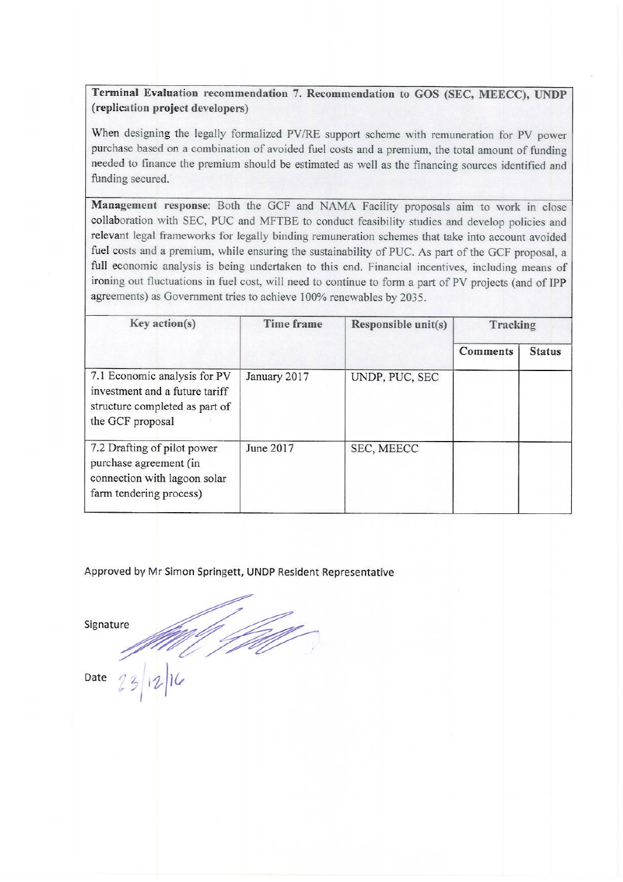**Terminal Evaluation recommendation 7. Recommendation to GOS (SEC, MEECC), UNDP (replication project developers)**

When designing the legally formalized PV/RE support scheme with remuneration for PV power purchase based on a combination of avoided fuel costs and a premium, the total amount of funding needed to finance the premium should be estimated as well as the financing sources identified and funding secured.

**Management response**: Both the GCF and NAMA Facility proposals aim to work in close collaboration with SEC, PUC and MFTBE to conduct feasibility studies and develop policies and relevant legal frameworks for legally binding remuneration schemes that take into account avoided fuel costs and a premium, while ensuring the sustainability of PUC. As part of the GCF proposal, a full economic analysis is being undertaken to this end. Financial incentives, including means of ironing out fluctuations in fuel cost, will need to continue to form a part of PV projects (and of IPP agreements) as Government tries to achieve 100% renewables by 2035.

| Key action(s) | Time frame | Responsible unit(s) | Tracking | |
|---|---|---|---|---|
| | | | Comments | Status |
| 7.1 Economic analysis for PV investment and a future tariff structure completed as part of the GCF proposal | January 2017 | UNDP, PUC, SEC | | |
| 7.2 Drafting of pilot power purchase agreement (in connection with lagoon solar farm tendering process) | June 2017 | SEC, MEECC | | |

Approved by Mr Simon Springett, UNDP Resident Representative

Signature

Date 23/12/16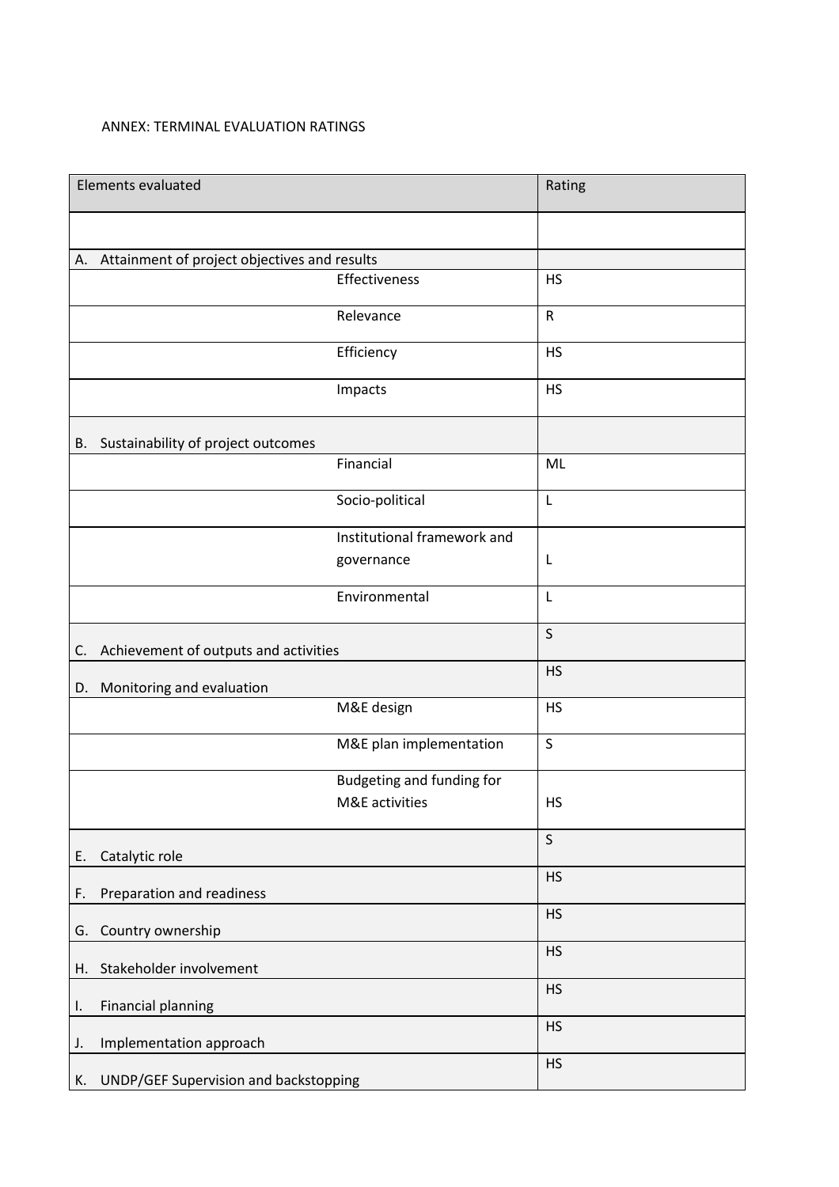ANNEX: TERMINAL EVALUATION RATINGS

| Elements evaluated | | Rating |
|---|---|---|
| | | |
| A. Attainment of project objectives and results | | |
| | Effectiveness | HS |
| | Relevance | R |
| | Efficiency | HS |
| | Impacts | HS |
| B. Sustainability of project outcomes | | |
| | Financial | ML |
| | Socio-political | L |
| | Institutional framework and governance | L |
| | Environmental | L |
| C. Achievement of outputs and activities | | S |
| D. Monitoring and evaluation | | HS |
| | M&E design | HS |
| | M&E plan implementation | S |
| | Budgeting and funding for M&E activities | HS |
| E. Catalytic role | | S |
| F. Preparation and readiness | | HS |
| G. Country ownership | | HS |
| H. Stakeholder involvement | | HS |
| I. Financial planning | | HS |
| J. Implementation approach | | HS |
| K. UNDP/GEF Supervision and backstopping | | HS |